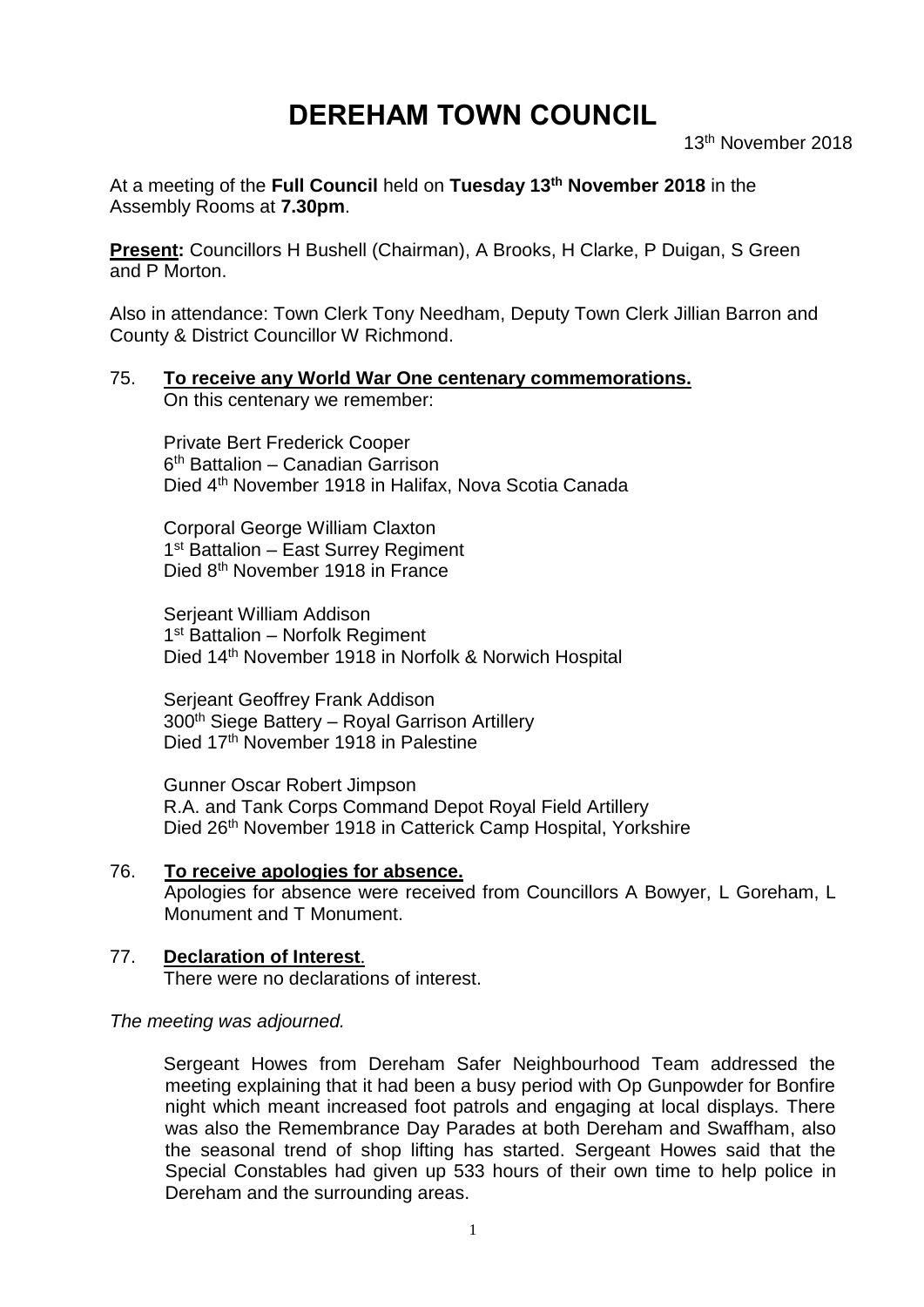# DEREHAM TOWN COUNCIL

13th November 2018

At a meeting of the **Full Council** held on **Tuesday 13th November 2018** in the Assembly Rooms at **7.30pm**.

**Present:** Councillors H Bushell (Chairman), A Brooks, H Clarke, P Duigan, S Green and P Morton.

Also in attendance: Town Clerk Tony Needham, Deputy Town Clerk Jillian Barron and County & District Councillor W Richmond.

75. **To receive any World War One centenary commemorations.**
On this centenary we remember:

Private Bert Frederick Cooper
6th Battalion – Canadian Garrison
Died 4th November 1918 in Halifax, Nova Scotia Canada

Corporal George William Claxton
1st Battalion – East Surrey Regiment
Died 8th November 1918 in France

Serjeant William Addison
1st Battalion – Norfolk Regiment
Died 14th November 1918 in Norfolk & Norwich Hospital

Serjeant Geoffrey Frank Addison
300th Siege Battery – Royal Garrison Artillery
Died 17th November 1918 in Palestine

Gunner Oscar Robert Jimpson
R.A. and Tank Corps Command Depot Royal Field Artillery
Died 26th November 1918 in Catterick Camp Hospital, Yorkshire

76. **To receive apologies for absence.**
Apologies for absence were received from Councillors A Bowyer, L Goreham, L Monument and T Monument.

77. **Declaration of Interest**.
There were no declarations of interest.

*The meeting was adjourned.*

Sergeant Howes from Dereham Safer Neighbourhood Team addressed the meeting explaining that it had been a busy period with Op Gunpowder for Bonfire night which meant increased foot patrols and engaging at local displays. There was also the Remembrance Day Parades at both Dereham and Swaffham, also the seasonal trend of shop lifting has started. Sergeant Howes said that the Special Constables had given up 533 hours of their own time to help police in Dereham and the surrounding areas.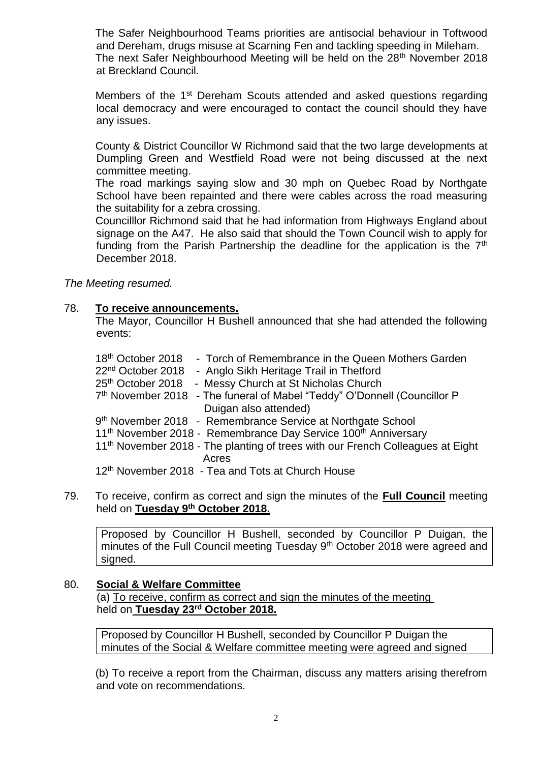The Safer Neighbourhood Teams priorities are antisocial behaviour in Toftwood and Dereham, drugs misuse at Scarning Fen and tackling speeding in Mileham. The next Safer Neighbourhood Meeting will be held on the 28th November 2018 at Breckland Council.

Members of the 1st Dereham Scouts attended and asked questions regarding local democracy and were encouraged to contact the council should they have any issues.

County & District Councillor W Richmond said that the two large developments at Dumpling Green and Westfield Road were not being discussed at the next committee meeting.
The road markings saying slow and 30 mph on Quebec Road by Northgate School have been repainted and there were cables across the road measuring the suitability for a zebra crossing.
Councilllor Richmond said that he had information from Highways England about signage on the A47. He also said that should the Town Council wish to apply for funding from the Parish Partnership the deadline for the application is the 7th December 2018.

*The Meeting resumed.*

78. **To receive announcements.**
The Mayor, Councillor H Bushell announced that she had attended the following events:

18th October 2018 - Torch of Remembrance in the Queen Mothers Garden
22nd October 2018 - Anglo Sikh Heritage Trail in Thetford
25th October 2018 - Messy Church at St Nicholas Church
7th November 2018 - The funeral of Mabel "Teddy" O'Donnell (Councillor P Duigan also attended)
9th November 2018 - Remembrance Service at Northgate School
11th November 2018 - Remembrance Day Service 100th Anniversary
11th November 2018 - The planting of trees with our French Colleagues at Eight Acres
12th November 2018 - Tea and Tots at Church House

79. To receive, confirm as correct and sign the minutes of the **Full Council** meeting held on **Tuesday 9th October 2018.**

Proposed by Councillor H Bushell, seconded by Councillor P Duigan, the minutes of the Full Council meeting Tuesday 9th October 2018 were agreed and signed.

80. **Social & Welfare Committee**
(a) To receive, confirm as correct and sign the minutes of the meeting held on **Tuesday 23rd October 2018.**

Proposed by Councillor H Bushell, seconded by Councillor P Duigan the minutes of the Social & Welfare committee meeting were agreed and signed

(b) To receive a report from the Chairman, discuss any matters arising therefrom and vote on recommendations.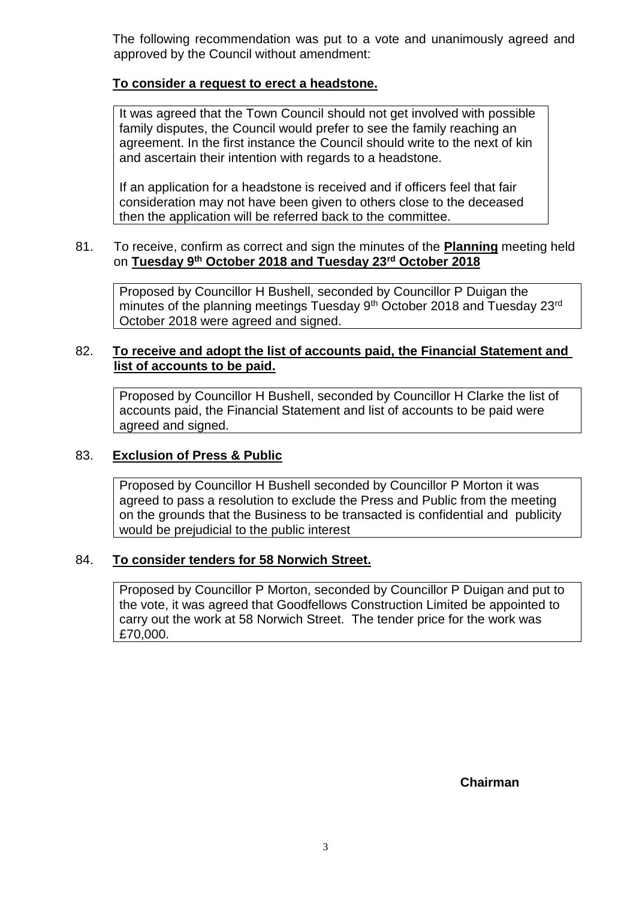The following recommendation was put to a vote and unanimously agreed and approved by the Council without amendment:

**To consider a request to erect a headstone.**

It was agreed that the Town Council should not get involved with possible family disputes, the Council would prefer to see the family reaching an agreement. In the first instance the Council should write to the next of kin and ascertain their intention with regards to a headstone.

If an application for a headstone is received and if officers feel that fair consideration may not have been given to others close to the deceased then the application will be referred back to the committee.

81. To receive, confirm as correct and sign the minutes of the **Planning** meeting held on **Tuesday 9th October 2018 and Tuesday 23rd October 2018**

Proposed by Councillor H Bushell, seconded by Councillor P Duigan the minutes of the planning meetings Tuesday 9th October 2018 and Tuesday 23rd October 2018 were agreed and signed.

82. **To receive and adopt the list of accounts paid, the Financial Statement and list of accounts to be paid.**

Proposed by Councillor H Bushell, seconded by Councillor H Clarke the list of accounts paid, the Financial Statement and list of accounts to be paid were agreed and signed.

83. **Exclusion of Press & Public**

Proposed by Councillor H Bushell seconded by Councillor P Morton it was agreed to pass a resolution to exclude the Press and Public from the meeting on the grounds that the Business to be transacted is confidential and publicity would be prejudicial to the public interest

84. **To consider tenders for 58 Norwich Street.**

Proposed by Councillor P Morton, seconded by Councillor P Duigan and put to the vote, it was agreed that Goodfellows Construction Limited be appointed to carry out the work at 58 Norwich Street. The tender price for the work was £70,000.

**Chairman**